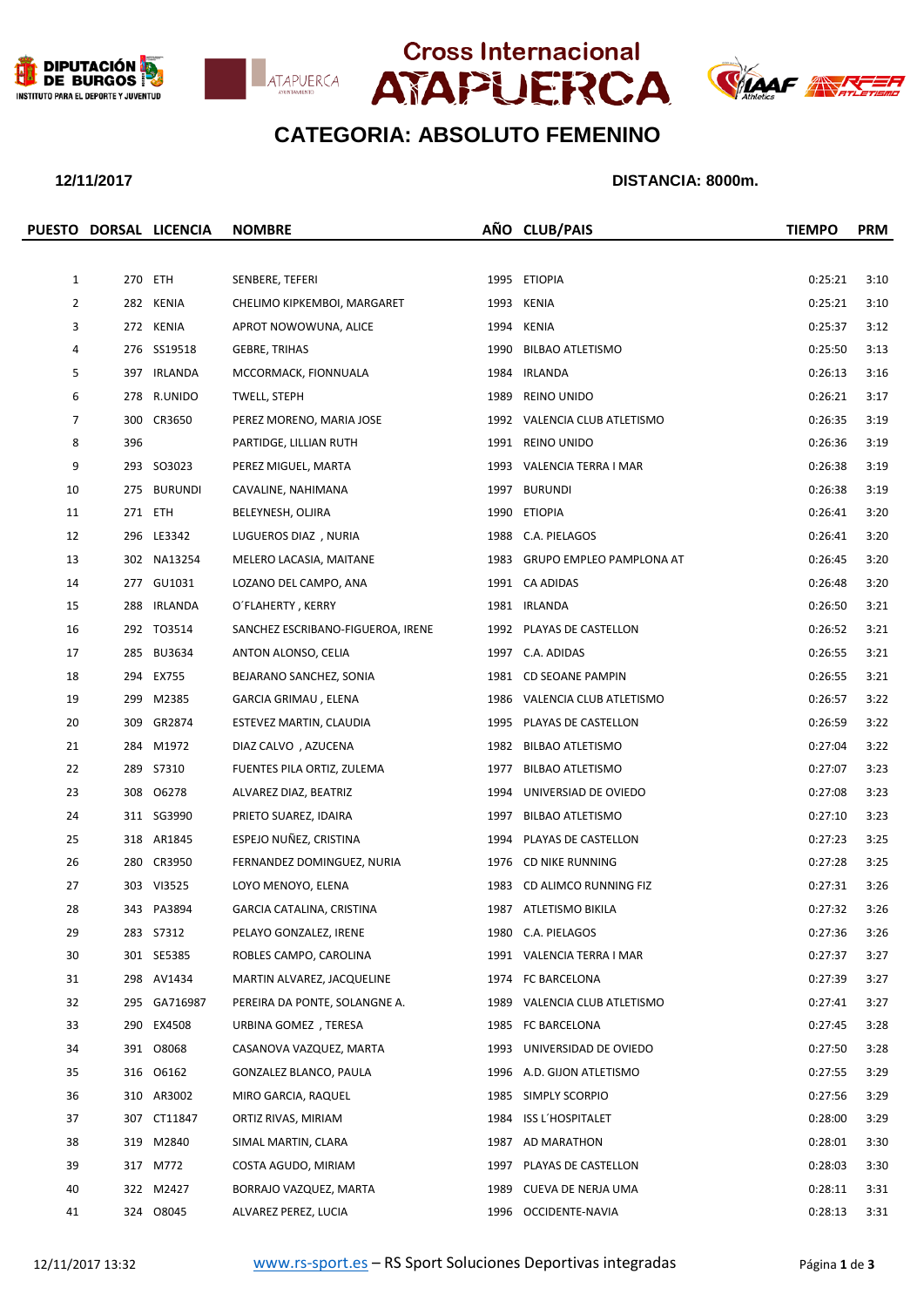# Cross Internacional ATAPUERCA

## CATEGORIA: ABSOLUTO FEMENINO

**12/11/2017** **DISTANCIA: 8000m.**

| PUESTO | DORSAL | LICENCIA | NOMBRE | AÑO | CLUB/PAIS | TIEMPO | PRM |
|---|---|---|---|---|---|---|---|
| 1 | 270 | ETH | SENBERE, TEFERI | 1995 | ETIOPIA | 0:25:21 | 3:10 |
| 2 | 282 | KENIA | CHELIMO KIPKEMBOI, MARGARET | 1993 | KENIA | 0:25:21 | 3:10 |
| 3 | 272 | KENIA | APROT NOWOWUNA, ALICE | 1994 | KENIA | 0:25:37 | 3:12 |
| 4 | 276 | SS19518 | GEBRE, TRIHAS | 1990 | BILBAO ATLETISMO | 0:25:50 | 3:13 |
| 5 | 397 | IRLANDA | MCCORMACK, FIONNUALA | 1984 | IRLANDA | 0:26:13 | 3:16 |
| 6 | 278 | R.UNIDO | TWELL, STEPH | 1989 | REINO UNIDO | 0:26:21 | 3:17 |
| 7 | 300 | CR3650 | PEREZ MORENO, MARIA JOSE | 1992 | VALENCIA CLUB ATLETISMO | 0:26:35 | 3:19 |
| 8 | 396 | | PARTIDGE, LILLIAN RUTH | 1991 | REINO UNIDO | 0:26:36 | 3:19 |
| 9 | 293 | SO3023 | PEREZ MIGUEL, MARTA | 1993 | VALENCIA TERRA I MAR | 0:26:38 | 3:19 |
| 10 | 275 | BURUNDI | CAVALINE, NAHIMANA | 1997 | BURUNDI | 0:26:38 | 3:19 |
| 11 | 271 | ETH | BELEYNESH, OLJIRA | 1990 | ETIOPIA | 0:26:41 | 3:20 |
| 12 | 296 | LE3342 | LUGUEROS DIAZ , NURIA | 1988 | C.A. PIELAGOS | 0:26:41 | 3:20 |
| 13 | 302 | NA13254 | MELERO LACASIA, MAITANE | 1983 | GRUPO EMPLEO PAMPLONA AT | 0:26:45 | 3:20 |
| 14 | 277 | GU1031 | LOZANO DEL CAMPO, ANA | 1991 | CA ADIDAS | 0:26:48 | 3:20 |
| 15 | 288 | IRLANDA | O´FLAHERTY , KERRY | 1981 | IRLANDA | 0:26:50 | 3:21 |
| 16 | 292 | TO3514 | SANCHEZ ESCRIBANO-FIGUEROA, IRENE | 1992 | PLAYAS DE CASTELLON | 0:26:52 | 3:21 |
| 17 | 285 | BU3634 | ANTON ALONSO, CELIA | 1997 | C.A. ADIDAS | 0:26:55 | 3:21 |
| 18 | 294 | EX755 | BEJARANO SANCHEZ, SONIA | 1981 | CD SEOANE PAMPIN | 0:26:55 | 3:21 |
| 19 | 299 | M2385 | GARCIA GRIMAU , ELENA | 1986 | VALENCIA CLUB ATLETISMO | 0:26:57 | 3:22 |
| 20 | 309 | GR2874 | ESTEVEZ MARTIN, CLAUDIA | 1995 | PLAYAS DE CASTELLON | 0:26:59 | 3:22 |
| 21 | 284 | M1972 | DIAZ CALVO , AZUCENA | 1982 | BILBAO ATLETISMO | 0:27:04 | 3:22 |
| 22 | 289 | S7310 | FUENTES PILA ORTIZ, ZULEMA | 1977 | BILBAO ATLETISMO | 0:27:07 | 3:23 |
| 23 | 308 | O6278 | ALVAREZ DIAZ, BEATRIZ | 1994 | UNIVERSIAD DE OVIEDO | 0:27:08 | 3:23 |
| 24 | 311 | SG3990 | PRIETO SUAREZ, IDAIRA | 1997 | BILBAO ATLETISMO | 0:27:10 | 3:23 |
| 25 | 318 | AR1845 | ESPEJO NUÑEZ, CRISTINA | 1994 | PLAYAS DE CASTELLON | 0:27:23 | 3:25 |
| 26 | 280 | CR3950 | FERNANDEZ DOMINGUEZ, NURIA | 1976 | CD NIKE RUNNING | 0:27:28 | 3:25 |
| 27 | 303 | VI3525 | LOYO MENOYO, ELENA | 1983 | CD ALIMCO RUNNING FIZ | 0:27:31 | 3:26 |
| 28 | 343 | PA3894 | GARCIA CATALINA, CRISTINA | 1987 | ATLETISMO BIKILA | 0:27:32 | 3:26 |
| 29 | 283 | S7312 | PELAYO GONZALEZ, IRENE | 1980 | C.A. PIELAGOS | 0:27:36 | 3:26 |
| 30 | 301 | SE5385 | ROBLES CAMPO, CAROLINA | 1991 | VALENCIA TERRA I MAR | 0:27:37 | 3:27 |
| 31 | 298 | AV1434 | MARTIN ALVAREZ, JACQUELINE | 1974 | FC BARCELONA | 0:27:39 | 3:27 |
| 32 | 295 | GA716987 | PEREIRA DA PONTE, SOLANGNE A. | 1989 | VALENCIA CLUB ATLETISMO | 0:27:41 | 3:27 |
| 33 | 290 | EX4508 | URBINA GOMEZ , TERESA | 1985 | FC BARCELONA | 0:27:45 | 3:28 |
| 34 | 391 | O8068 | CASANOVA VAZQUEZ, MARTA | 1993 | UNIVERSIDAD DE OVIEDO | 0:27:50 | 3:28 |
| 35 | 316 | O6162 | GONZALEZ BLANCO, PAULA | 1996 | A.D. GIJON ATLETISMO | 0:27:55 | 3:29 |
| 36 | 310 | AR3002 | MIRO GARCIA, RAQUEL | 1985 | SIMPLY SCORPIO | 0:27:56 | 3:29 |
| 37 | 307 | CT11847 | ORTIZ RIVAS, MIRIAM | 1984 | ISS L´HOSPITALET | 0:28:00 | 3:29 |
| 38 | 319 | M2840 | SIMAL MARTIN, CLARA | 1987 | AD MARATHON | 0:28:01 | 3:30 |
| 39 | 317 | M772 | COSTA AGUDO, MIRIAM | 1997 | PLAYAS DE CASTELLON | 0:28:03 | 3:30 |
| 40 | 322 | M2427 | BORRAJO VAZQUEZ, MARTA | 1989 | CUEVA DE NERJA UMA | 0:28:11 | 3:31 |
| 41 | 324 | O8045 | ALVAREZ PEREZ, LUCIA | 1996 | OCCIDENTE-NAVIA | 0:28:13 | 3:31 |

12/11/2017 13:32 www.rs-sport.es – RS Sport Soluciones Deportivas integradas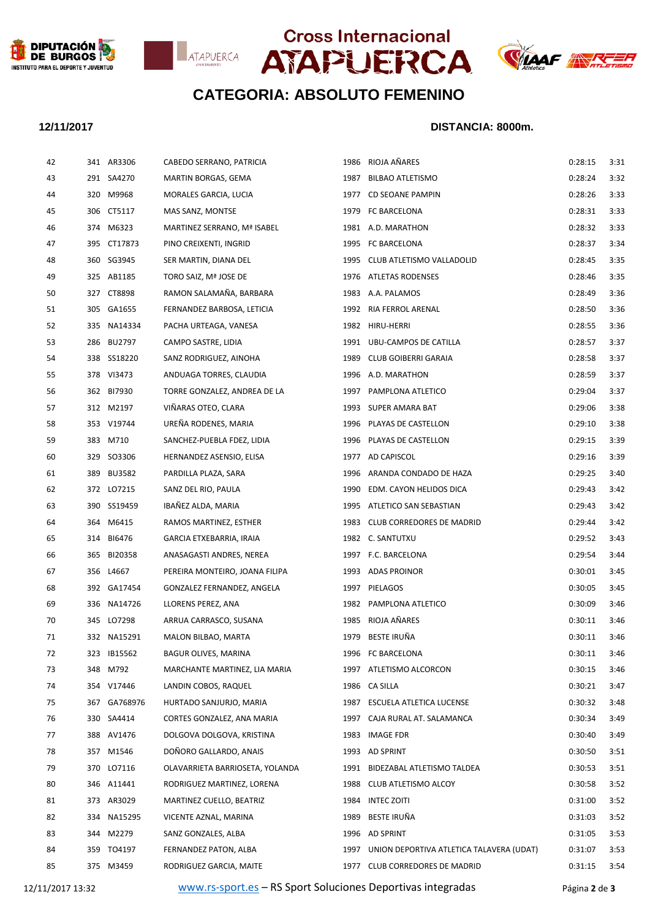## Cross Internacional ATAPUERCA

# CATEGORIA: ABSOLUTO FEMENINO

**12/11/2017** **DISTANCIA: 8000m.**

| | | | | | | | |
|---|---|---|---|---|---|---|---|
| 42 | 341 | AR3306 | CABEDO SERRANO, PATRICIA | 1986 | RIOJA AÑARES | 0:28:15 | 3:31 |
| 43 | 291 | SA4270 | MARTIN BORGAS, GEMA | 1987 | BILBAO ATLETISMO | 0:28:24 | 3:32 |
| 44 | 320 | M9968 | MORALES GARCIA, LUCIA | 1977 | CD SEOANE PAMPIN | 0:28:26 | 3:33 |
| 45 | 306 | CT5117 | MAS SANZ, MONTSE | 1979 | FC BARCELONA | 0:28:31 | 3:33 |
| 46 | 374 | M6323 | MARTINEZ SERRANO, Mª ISABEL | 1981 | A.D. MARATHON | 0:28:32 | 3:33 |
| 47 | 395 | CT17873 | PINO CREIXENTI, INGRID | 1995 | FC BARCELONA | 0:28:37 | 3:34 |
| 48 | 360 | SG3945 | SER MARTIN, DIANA DEL | 1995 | CLUB ATLETISMO VALLADOLID | 0:28:45 | 3:35 |
| 49 | 325 | AB1185 | TORO SAIZ, Mª JOSE DE | 1976 | ATLETAS RODENSES | 0:28:46 | 3:35 |
| 50 | 327 | CT8898 | RAMON SALAMAÑA, BARBARA | 1983 | A.A. PALAMOS | 0:28:49 | 3:36 |
| 51 | 305 | GA1655 | FERNANDEZ BARBOSA, LETICIA | 1992 | RIA FERROL ARENAL | 0:28:50 | 3:36 |
| 52 | 335 | NA14334 | PACHA URTEAGA, VANESA | 1982 | HIRU-HERRI | 0:28:55 | 3:36 |
| 53 | 286 | BU2797 | CAMPO SASTRE, LIDIA | 1991 | UBU-CAMPOS DE CATILLA | 0:28:57 | 3:37 |
| 54 | 338 | SS18220 | SANZ RODRIGUEZ, AINOHA | 1989 | CLUB GOIBERRI GARAIA | 0:28:58 | 3:37 |
| 55 | 378 | VI3473 | ANDUAGA TORRES, CLAUDIA | 1996 | A.D. MARATHON | 0:28:59 | 3:37 |
| 56 | 362 | BI7930 | TORRE GONZALEZ, ANDREA DE LA | 1997 | PAMPLONA ATLETICO | 0:29:04 | 3:37 |
| 57 | 312 | M2197 | VIÑARAS OTEO, CLARA | 1993 | SUPER AMARA BAT | 0:29:06 | 3:38 |
| 58 | 353 | V19744 | UREÑA RODENES, MARIA | 1996 | PLAYAS DE CASTELLON | 0:29:10 | 3:38 |
| 59 | 383 | M710 | SANCHEZ-PUEBLA FDEZ, LIDIA | 1996 | PLAYAS DE CASTELLON | 0:29:15 | 3:39 |
| 60 | 329 | SO3306 | HERNANDEZ ASENSIO, ELISA | 1977 | AD CAPISCOL | 0:29:16 | 3:39 |
| 61 | 389 | BU3582 | PARDILLA PLAZA, SARA | 1996 | ARANDA CONDADO DE HAZA | 0:29:25 | 3:40 |
| 62 | 372 | LO7215 | SANZ DEL RIO, PAULA | 1990 | EDM. CAYON HELIDOS DICA | 0:29:43 | 3:42 |
| 63 | 390 | SS19459 | IBAÑEZ ALDA, MARIA | 1995 | ATLETICO SAN SEBASTIAN | 0:29:43 | 3:42 |
| 64 | 364 | M6415 | RAMOS MARTINEZ, ESTHER | 1983 | CLUB CORREDORES DE MADRID | 0:29:44 | 3:42 |
| 65 | 314 | BI6476 | GARCIA ETXEBARRIA, IRAIA | 1982 | C. SANTUTXU | 0:29:52 | 3:43 |
| 66 | 365 | BI20358 | ANASAGASTI ANDRES, NEREA | 1997 | F.C. BARCELONA | 0:29:54 | 3:44 |
| 67 | 356 | L4667 | PEREIRA MONTEIRO, JOANA FILIPA | 1993 | ADAS PROINOR | 0:30:01 | 3:45 |
| 68 | 392 | GA17454 | GONZALEZ FERNANDEZ, ANGELA | 1997 | PIELAGOS | 0:30:05 | 3:45 |
| 69 | 336 | NA14726 | LLORENS PEREZ, ANA | 1982 | PAMPLONA ATLETICO | 0:30:09 | 3:46 |
| 70 | 345 | LO7298 | ARRUA CARRASCO, SUSANA | 1985 | RIOJA AÑARES | 0:30:11 | 3:46 |
| 71 | 332 | NA15291 | MALON BILBAO, MARTA | 1979 | BESTE IRUÑA | 0:30:11 | 3:46 |
| 72 | 323 | IB15562 | BAGUR OLIVES, MARINA | 1996 | FC BARCELONA | 0:30:11 | 3:46 |
| 73 | 348 | M792 | MARCHANTE MARTINEZ, LIA MARIA | 1997 | ATLETISMO ALCORCON | 0:30:15 | 3:46 |
| 74 | 354 | V17446 | LANDIN COBOS, RAQUEL | 1986 | CA SILLA | 0:30:21 | 3:47 |
| 75 | 367 | GA768976 | HURTADO SANJURJO, MARIA | 1987 | ESCUELA ATLETICA LUCENSE | 0:30:32 | 3:48 |
| 76 | 330 | SA4414 | CORTES GONZALEZ, ANA MARIA | 1997 | CAJA RURAL AT. SALAMANCA | 0:30:34 | 3:49 |
| 77 | 388 | AV1476 | DOLGOVA DOLGOVA, KRISTINA | 1983 | IMAGE FDR | 0:30:40 | 3:49 |
| 78 | 357 | M1546 | DOÑORO GALLARDO, ANAIS | 1993 | AD SPRINT | 0:30:50 | 3:51 |
| 79 | 370 | LO7116 | OLAVARRIETA BARRIOSETA, YOLANDA | 1991 | BIDEZABAL ATLETISMO TALDEA | 0:30:53 | 3:51 |
| 80 | 346 | A11441 | RODRIGUEZ MARTINEZ, LORENA | 1988 | CLUB ATLETISMO ALCOY | 0:30:58 | 3:52 |
| 81 | 373 | AR3029 | MARTINEZ CUELLO, BEATRIZ | 1984 | INTEC ZOITI | 0:31:00 | 3:52 |
| 82 | 334 | NA15295 | VICENTE AZNAL, MARINA | 1989 | BESTE IRUÑA | 0:31:03 | 3:52 |
| 83 | 344 | M2279 | SANZ GONZALES, ALBA | 1996 | AD SPRINT | 0:31:05 | 3:53 |
| 84 | 359 | TO4197 | FERNANDEZ PATON, ALBA | 1997 | UNION DEPORTIVA ATLETICA TALAVERA (UDAT) | 0:31:07 | 3:53 |
| 85 | 375 | M3459 | RODRIGUEZ GARCIA, MAITE | 1977 | CLUB CORREDORES DE MADRID | 0:31:15 | 3:54 |

12/11/2017 13:32 www.rs-sport.es – RS Sport Soluciones Deportivas integradas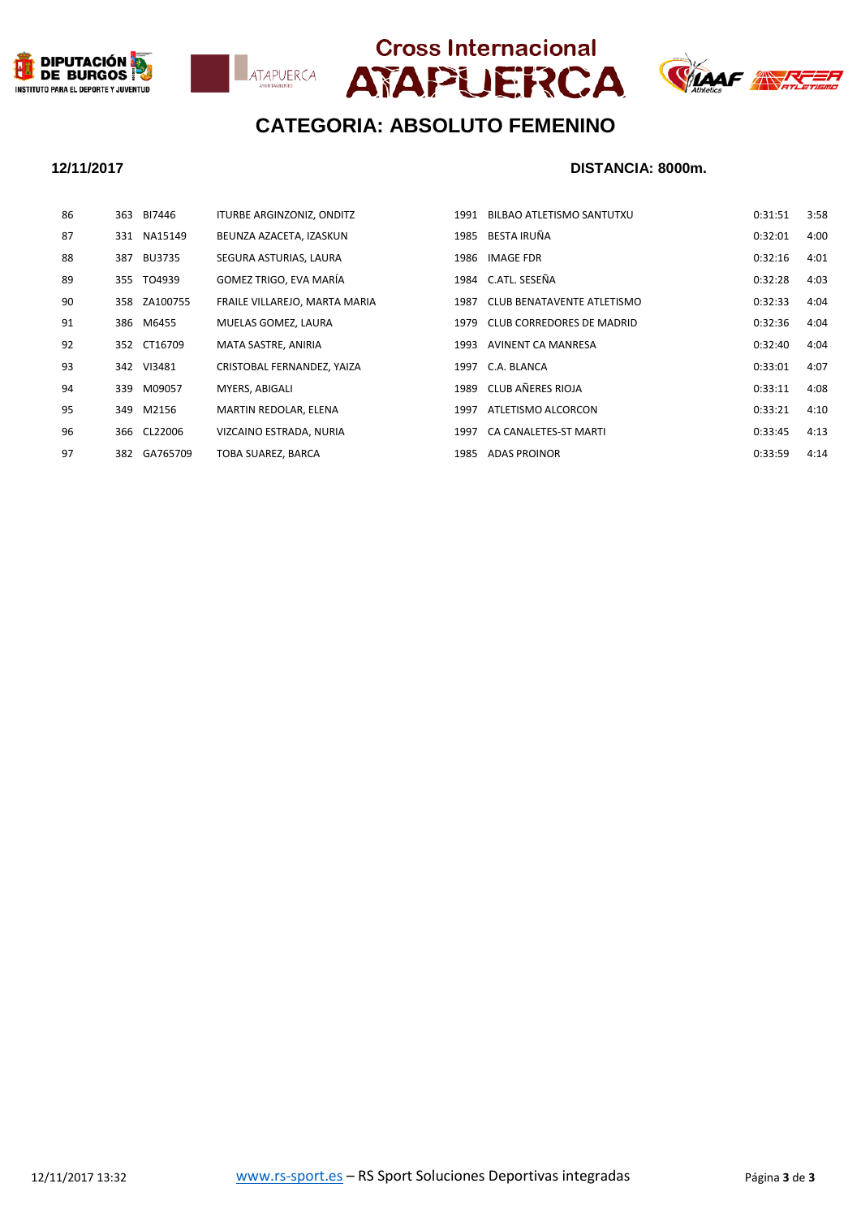# Cross Internacional ATAPUERCA

## CATEGORIA: ABSOLUTO FEMENINO

**12/11/2017** **DISTANCIA: 8000m.**

| | | | | | | | |
|---|---|---|---|---|---|---|---|
| 86 | 363 | BI7446 | ITURBE ARGINZONIZ, ONDITZ | 1991 | BILBAO ATLETISMO SANTUTXU | 0:31:51 | 3:58 |
| 87 | 331 | NA15149 | BEUNZA AZACETA, IZASKUN | 1985 | BESTA IRUÑA | 0:32:01 | 4:00 |
| 88 | 387 | BU3735 | SEGURA ASTURIAS, LAURA | 1986 | IMAGE FDR | 0:32:16 | 4:01 |
| 89 | 355 | TO4939 | GOMEZ TRIGO, EVA MARÍA | 1984 | C.ATL. SESEÑA | 0:32:28 | 4:03 |
| 90 | 358 | ZA100755 | FRAILE VILLAREJO, MARTA MARIA | 1987 | CLUB BENATAVENTE ATLETISMO | 0:32:33 | 4:04 |
| 91 | 386 | M6455 | MUELAS GOMEZ, LAURA | 1979 | CLUB CORREDORES DE MADRID | 0:32:36 | 4:04 |
| 92 | 352 | CT16709 | MATA SASTRE, ANIRIA | 1993 | AVINENT CA MANRESA | 0:32:40 | 4:04 |
| 93 | 342 | VI3481 | CRISTOBAL FERNANDEZ, YAIZA | 1997 | C.A. BLANCA | 0:33:01 | 4:07 |
| 94 | 339 | M09057 | MYERS, ABIGALI | 1989 | CLUB AÑERES RIOJA | 0:33:11 | 4:08 |
| 95 | 349 | M2156 | MARTIN REDOLAR, ELENA | 1997 | ATLETISMO ALCORCON | 0:33:21 | 4:10 |
| 96 | 366 | CL22006 | VIZCAINO ESTRADA, NURIA | 1997 | CA CANALETES-ST MARTI | 0:33:45 | 4:13 |
| 97 | 382 | GA765709 | TOBA SUAREZ, BARCA | 1985 | ADAS PROINOR | 0:33:59 | 4:14 |

12/11/2017 13:32 www.rs-sport.es – RS Sport Soluciones Deportivas integradas